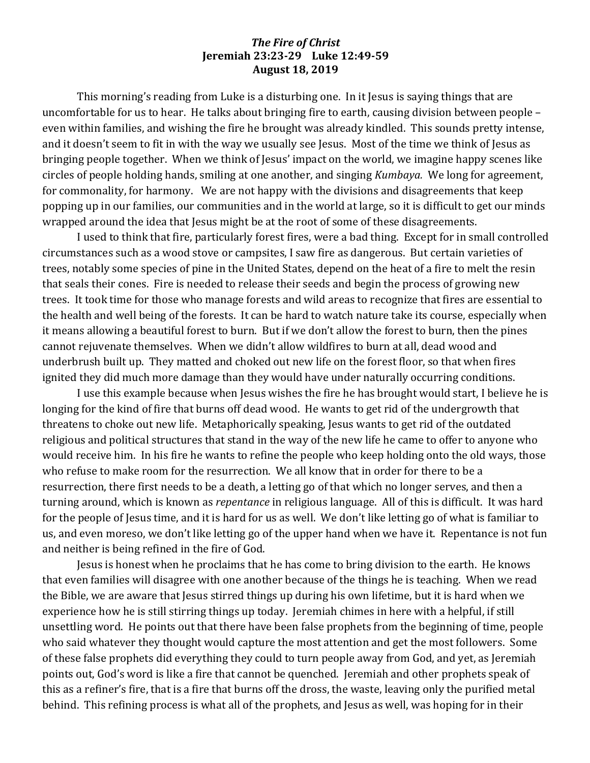# *The Fire of Christ*

**Jeremiah 23:23-29 Luke 12:49-59**

**August 18, 2019**

This morning's reading from Luke is a disturbing one. In it Jesus is saying things that are uncomfortable for us to hear. He talks about bringing fire to earth, causing division between people – even within families, and wishing the fire he brought was already kindled. This sounds pretty intense, and it doesn't seem to fit in with the way we usually see Jesus. Most of the time we think of Jesus as bringing people together. When we think of Jesus' impact on the world, we imagine happy scenes like circles of people holding hands, smiling at one another, and singing *Kumbaya.* We long for agreement, for commonality, for harmony. We are not happy with the divisions and disagreements that keep popping up in our families, our communities and in the world at large, so it is difficult to get our minds wrapped around the idea that Jesus might be at the root of some of these disagreements.

I used to think that fire, particularly forest fires, were a bad thing. Except for in small controlled circumstances such as a wood stove or campsites, I saw fire as dangerous. But certain varieties of trees, notably some species of pine in the United States, depend on the heat of a fire to melt the resin that seals their cones. Fire is needed to release their seeds and begin the process of growing new trees. It took time for those who manage forests and wild areas to recognize that fires are essential to the health and well being of the forests. It can be hard to watch nature take its course, especially when it means allowing a beautiful forest to burn. But if we don't allow the forest to burn, then the pines cannot rejuvenate themselves. When we didn't allow wildfires to burn at all, dead wood and underbrush built up. They matted and choked out new life on the forest floor, so that when fires ignited they did much more damage than they would have under naturally occurring conditions.

I use this example because when Jesus wishes the fire he has brought would start, I believe he is longing for the kind of fire that burns off dead wood. He wants to get rid of the undergrowth that threatens to choke out new life. Metaphorically speaking, Jesus wants to get rid of the outdated religious and political structures that stand in the way of the new life he came to offer to anyone who would receive him. In his fire he wants to refine the people who keep holding onto the old ways, those who refuse to make room for the resurrection. We all know that in order for there to be a resurrection, there first needs to be a death, a letting go of that which no longer serves, and then a turning around, which is known as *repentance* in religious language. All of this is difficult. It was hard for the people of Jesus time, and it is hard for us as well. We don't like letting go of what is familiar to us, and even moreso, we don't like letting go of the upper hand when we have it. Repentance is not fun and neither is being refined in the fire of God.

Jesus is honest when he proclaims that he has come to bring division to the earth. He knows that even families will disagree with one another because of the things he is teaching. When we read the Bible, we are aware that Jesus stirred things up during his own lifetime, but it is hard when we experience how he is still stirring things up today. Jeremiah chimes in here with a helpful, if still unsettling word. He points out that there have been false prophets from the beginning of time, people who said whatever they thought would capture the most attention and get the most followers. Some of these false prophets did everything they could to turn people away from God, and yet, as Jeremiah points out, God's word is like a fire that cannot be quenched. Jeremiah and other prophets speak of this as a refiner's fire, that is a fire that burns off the dross, the waste, leaving only the purified metal behind. This refining process is what all of the prophets, and Jesus as well, was hoping for in their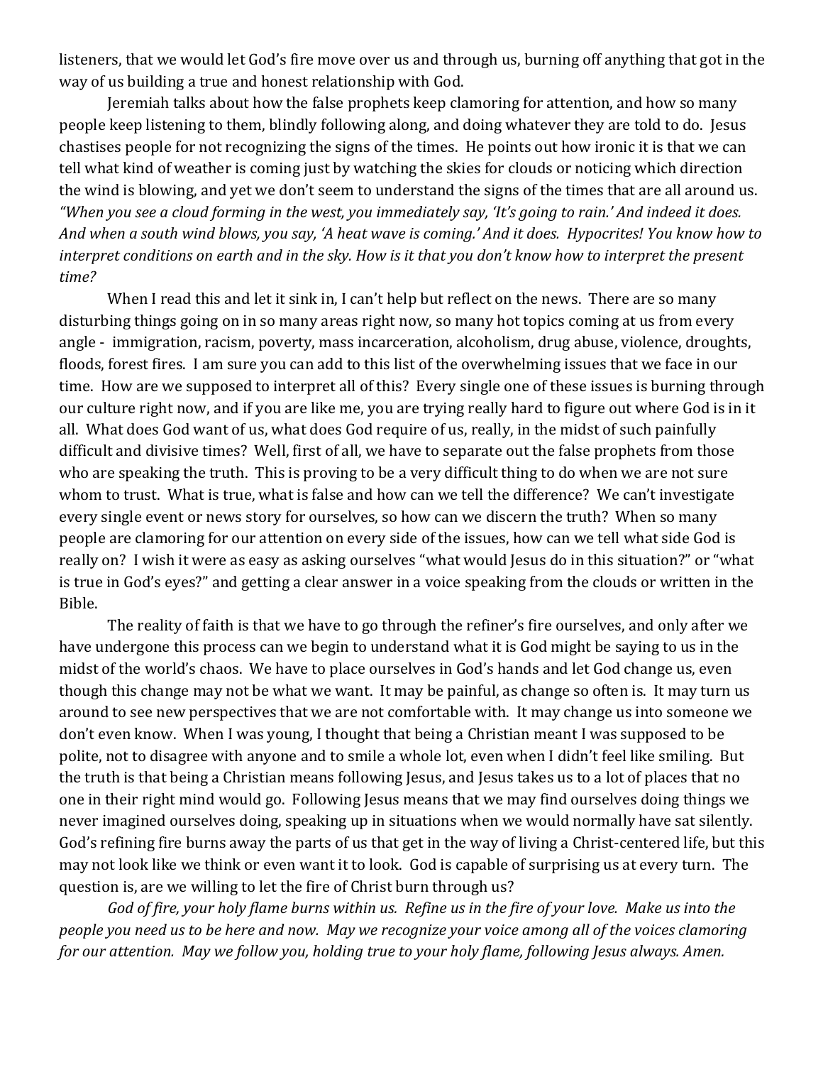listeners, that we would let God's fire move over us and through us, burning off anything that got in the way of us building a true and honest relationship with God.

Jeremiah talks about how the false prophets keep clamoring for attention, and how so many people keep listening to them, blindly following along, and doing whatever they are told to do. Jesus chastises people for not recognizing the signs of the times. He points out how ironic it is that we can tell what kind of weather is coming just by watching the skies for clouds or noticing which direction the wind is blowing, and yet we don't seem to understand the signs of the times that are all around us. *"When you see a cloud forming in the west, you immediately say, 'It's going to rain.' And indeed it does. And when a south wind blows, you say, 'A heat wave is coming.' And it does. Hypocrites! You know how to interpret conditions on earth and in the sky. How is it that you don't know how to interpret the present time?*

When I read this and let it sink in, I can't help but reflect on the news. There are so many disturbing things going on in so many areas right now, so many hot topics coming at us from every angle - immigration, racism, poverty, mass incarceration, alcoholism, drug abuse, violence, droughts, floods, forest fires. I am sure you can add to this list of the overwhelming issues that we face in our time. How are we supposed to interpret all of this? Every single one of these issues is burning through our culture right now, and if you are like me, you are trying really hard to figure out where God is in it all. What does God want of us, what does God require of us, really, in the midst of such painfully difficult and divisive times? Well, first of all, we have to separate out the false prophets from those who are speaking the truth. This is proving to be a very difficult thing to do when we are not sure whom to trust. What is true, what is false and how can we tell the difference? We can't investigate every single event or news story for ourselves, so how can we discern the truth? When so many people are clamoring for our attention on every side of the issues, how can we tell what side God is really on? I wish it were as easy as asking ourselves "what would Jesus do in this situation?" or "what is true in God's eyes?" and getting a clear answer in a voice speaking from the clouds or written in the Bible.

The reality of faith is that we have to go through the refiner's fire ourselves, and only after we have undergone this process can we begin to understand what it is God might be saying to us in the midst of the world's chaos. We have to place ourselves in God's hands and let God change us, even though this change may not be what we want. It may be painful, as change so often is. It may turn us around to see new perspectives that we are not comfortable with. It may change us into someone we don't even know. When I was young, I thought that being a Christian meant I was supposed to be polite, not to disagree with anyone and to smile a whole lot, even when I didn't feel like smiling. But the truth is that being a Christian means following Jesus, and Jesus takes us to a lot of places that no one in their right mind would go. Following Jesus means that we may find ourselves doing things we never imagined ourselves doing, speaking up in situations when we would normally have sat silently. God's refining fire burns away the parts of us that get in the way of living a Christ-centered life, but this may not look like we think or even want it to look. God is capable of surprising us at every turn. The question is, are we willing to let the fire of Christ burn through us?

*God of fire, your holy flame burns within us. Refine us in the fire of your love. Make us into the people you need us to be here and now. May we recognize your voice among all of the voices clamoring for our attention. May we follow you, holding true to your holy flame, following Jesus always. Amen.*